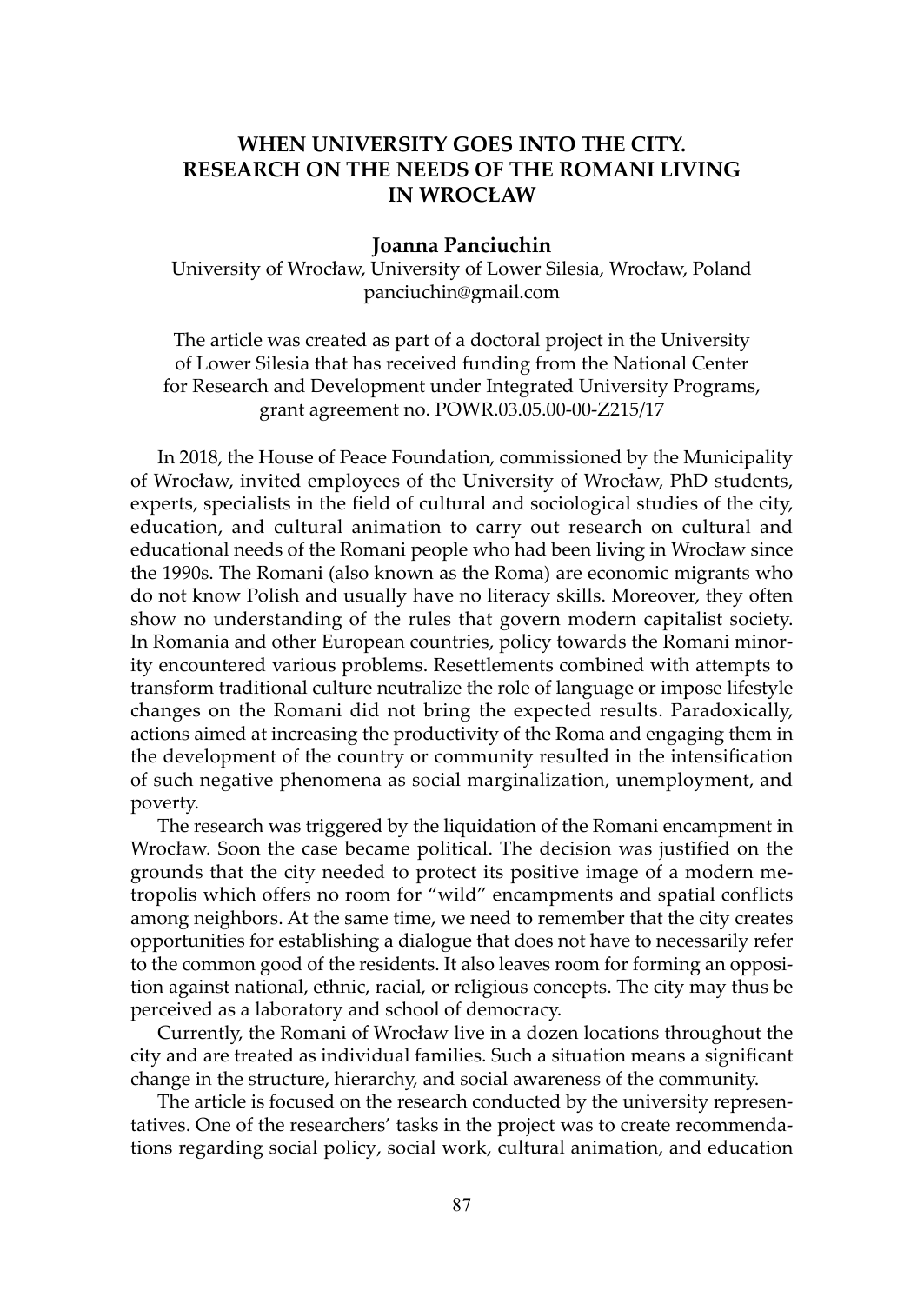# WHEN UNIVERSITY GOES INTO THE CITY. RESEARCH ON THE NEEDS OF THE ROMANI LIVING IN WROCŁAW

**Joanna Panciuchin**

University of Wrocław, University of Lower Silesia, Wrocław, Poland
panciuchin@gmail.com

The article was created as part of a doctoral project in the University of Lower Silesia that has received funding from the National Center for Research and Development under Integrated University Programs, grant agreement no. POWR.03.05.00-00-Z215/17

In 2018, the House of Peace Foundation, commissioned by the Municipality of Wrocław, invited employees of the University of Wrocław, PhD students, experts, specialists in the field of cultural and sociological studies of the city, education, and cultural animation to carry out research on cultural and educational needs of the Romani people who had been living in Wrocław since the 1990s. The Romani (also known as the Roma) are economic migrants who do not know Polish and usually have no literacy skills. Moreover, they often show no understanding of the rules that govern modern capitalist society. In Romania and other European countries, policy towards the Romani minority encountered various problems. Resettlements combined with attempts to transform traditional culture neutralize the role of language or impose lifestyle changes on the Romani did not bring the expected results. Paradoxically, actions aimed at increasing the productivity of the Roma and engaging them in the development of the country or community resulted in the intensification of such negative phenomena as social marginalization, unemployment, and poverty.

The research was triggered by the liquidation of the Romani encampment in Wrocław. Soon the case became political. The decision was justified on the grounds that the city needed to protect its positive image of a modern metropolis which offers no room for "wild" encampments and spatial conflicts among neighbors. At the same time, we need to remember that the city creates opportunities for establishing a dialogue that does not have to necessarily refer to the common good of the residents. It also leaves room for forming an opposition against national, ethnic, racial, or religious concepts. The city may thus be perceived as a laboratory and school of democracy.

Currently, the Romani of Wrocław live in a dozen locations throughout the city and are treated as individual families. Such a situation means a significant change in the structure, hierarchy, and social awareness of the community.

The article is focused on the research conducted by the university representatives. One of the researchers' tasks in the project was to create recommendations regarding social policy, social work, cultural animation, and education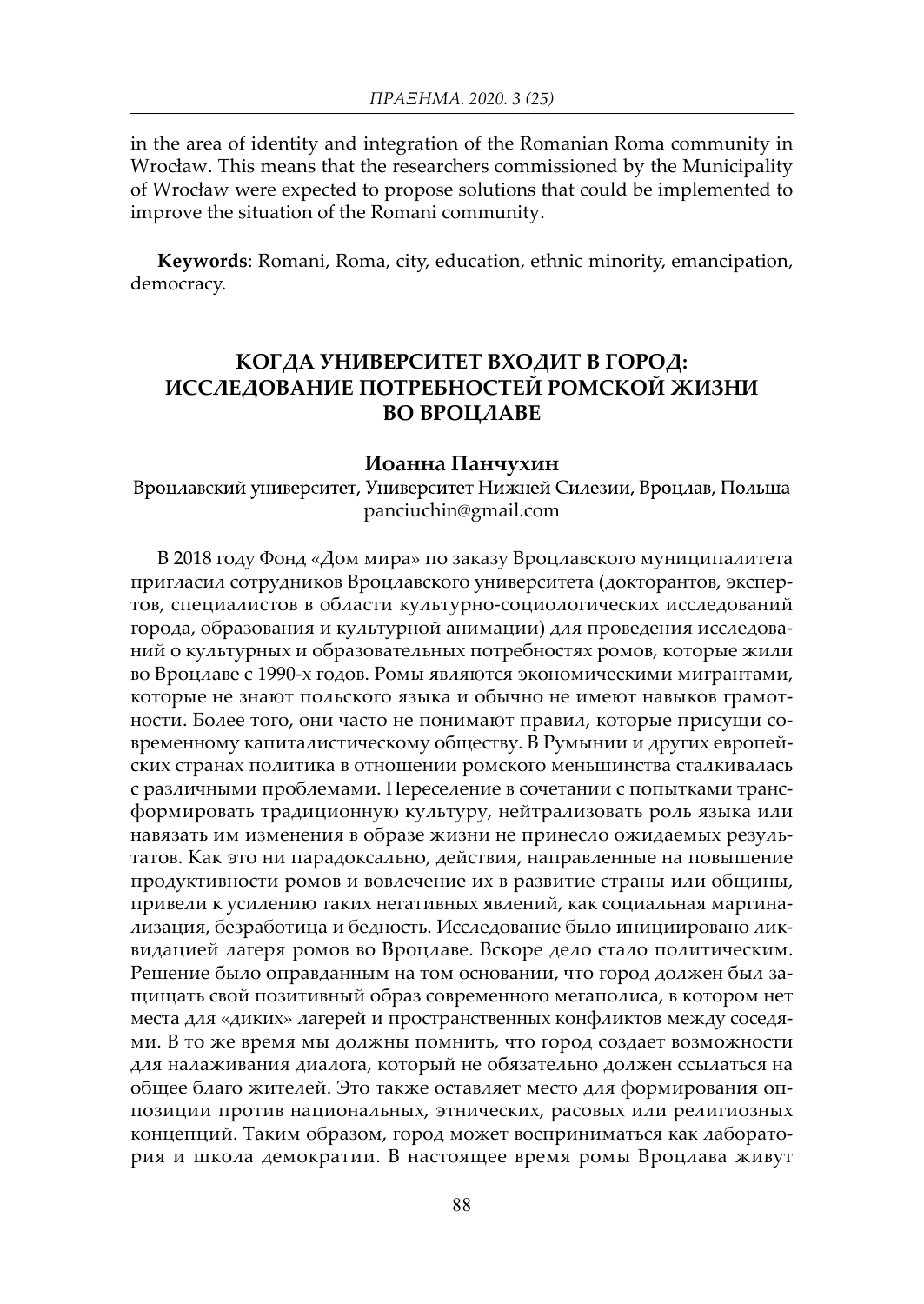in the area of identity and integration of the Romanian Roma community in Wrocław. This means that the researchers commissioned by the Municipality of Wrocław were expected to propose solutions that could be implemented to improve the situation of the Romani community.

**Keywords**: Romani, Roma, city, education, ethnic minority, emancipation, democracy.

---

## КОГДА УНИВЕРСИТЕТ ВХОДИТ В ГОРОД: ИССЛЕДОВАНИЕ ПОТРЕБНОСТЕЙ РОМСКОЙ ЖИЗНИ ВО ВРОЦЛАВЕ

**Иоанна Панчухин**

Вроцлавский университет, Университет Нижней Силезии, Вроцлав, Польша
panciuchin@gmail.com

В 2018 году Фонд «Дом мира» по заказу Вроцлавского муниципалитета пригласил сотрудников Вроцлавского университета (докторантов, экспертов, специалистов в области культурно-социологических исследований города, образования и культурной анимации) для проведения исследований о культурных и образовательных потребностях ромов, которые жили во Вроцлаве с 1990-х годов. Ромы являются экономическими мигрантами, которые не знают польского языка и обычно не имеют навыков грамотности. Более того, они часто не понимают правил, которые присущи современному капиталистическому обществу. В Румынии и других европейских странах политика в отношении ромского меньшинства сталкивалась с различными проблемами. Переселение в сочетании с попытками трансформировать традиционную культуру, нейтрализовать роль языка или навязать им изменения в образе жизни не принесло ожидаемых результатов. Как это ни парадоксально, действия, направленные на повышение продуктивности ромов и вовлечение их в развитие страны или общины, привели к усилению таких негативных явлений, как социальная маргинализация, безработица и бедность. Исследование было инициировано ликвидацией лагеря ромов во Вроцлаве. Вскоре дело стало политическим. Решение было оправданным на том основании, что город должен был защищать свой позитивный образ современного мегаполиса, в котором нет места для «диких» лагерей и пространственных конфликтов между соседями. В то же время мы должны помнить, что город создает возможности для налаживания диалога, который не обязательно должен ссылаться на общее благо жителей. Это также оставляет место для формирования оппозиции против национальных, этнических, расовых или религиозных концепций. Таким образом, город может восприниматься как лаборатория и школа демократии. В настоящее время ромы Вроцлава живут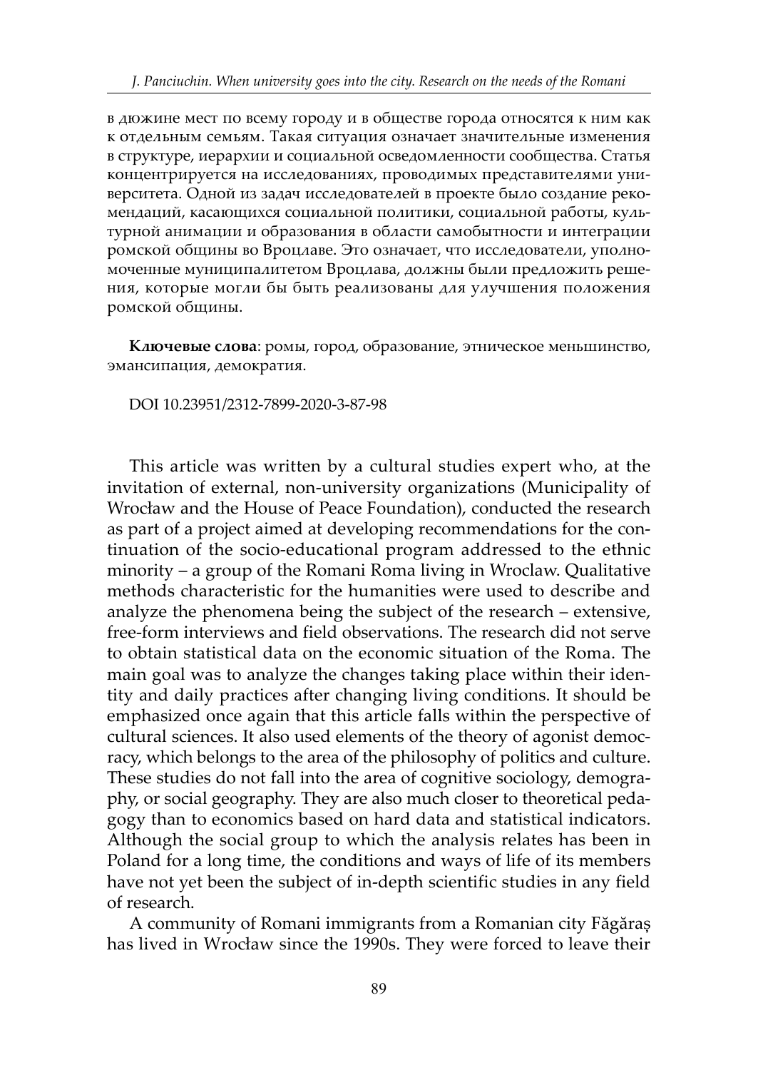в дюжине мест по всему городу и в обществе города относятся к ним как к отдельным семьям. Такая ситуация означает значительные изменения в структуре, иерархии и социальной осведомленности сообщества. Статья концентрируется на исследованиях, проводимых представителями университета. Одной из задач исследователей в проекте было создание рекомендаций, касающихся социальной политики, социальной работы, культурной анимации и образования в области самобытности и интеграции ромской общины во Вроцлаве. Это означает, что исследователи, уполномоченные муниципалитетом Вроцлава, должны были предложить решения, которые могли бы быть реализованы для улучшения положения ромской общины.

**Ключевые слова**: ромы, город, образование, этническое меньшинство, эмансипация, демократия.

DOI 10.23951/2312-7899-2020-3-87-98

This article was written by a cultural studies expert who, at the invitation of external, non-university organizations (Municipality of Wrocław and the House of Peace Foundation), conducted the research as part of a project aimed at developing recommendations for the continuation of the socio-educational program addressed to the ethnic minority – a group of the Romani Roma living in Wroclaw. Qualitative methods characteristic for the humanities were used to describe and analyze the phenomena being the subject of the research – extensive, free-form interviews and field observations. The research did not serve to obtain statistical data on the economic situation of the Roma. The main goal was to analyze the changes taking place within their identity and daily practices after changing living conditions. It should be emphasized once again that this article falls within the perspective of cultural sciences. It also used elements of the theory of agonist democracy, which belongs to the area of the philosophy of politics and culture. These studies do not fall into the area of cognitive sociology, demography, or social geography. They are also much closer to theoretical pedagogy than to economics based on hard data and statistical indicators. Although the social group to which the analysis relates has been in Poland for a long time, the conditions and ways of life of its members have not yet been the subject of in-depth scientific studies in any field of research.

A community of Romani immigrants from a Romanian city Făgăraș has lived in Wrocław since the 1990s. They were forced to leave their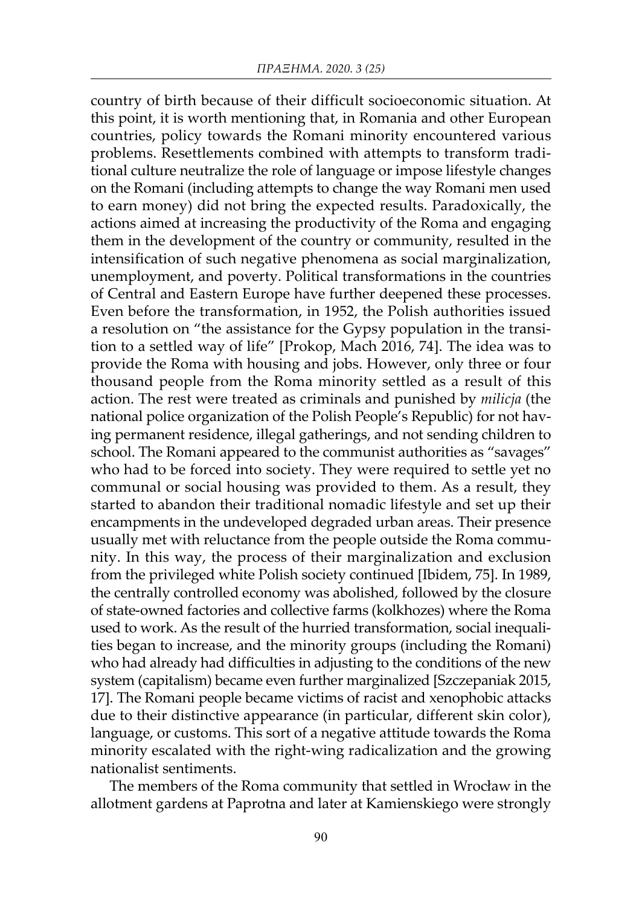country of birth because of their difficult socioeconomic situation. At this point, it is worth mentioning that, in Romania and other European countries, policy towards the Romani minority encountered various problems. Resettlements combined with attempts to transform traditional culture neutralize the role of language or impose lifestyle changes on the Romani (including attempts to change the way Romani men used to earn money) did not bring the expected results. Paradoxically, the actions aimed at increasing the productivity of the Roma and engaging them in the development of the country or community, resulted in the intensification of such negative phenomena as social marginalization, unemployment, and poverty. Political transformations in the countries of Central and Eastern Europe have further deepened these processes. Even before the transformation, in 1952, the Polish authorities issued a resolution on "the assistance for the Gypsy population in the transition to a settled way of life" [Prokop, Mach 2016, 74]. The idea was to provide the Roma with housing and jobs. However, only three or four thousand people from the Roma minority settled as a result of this action. The rest were treated as criminals and punished by *milicja* (the national police organization of the Polish People's Republic) for not having permanent residence, illegal gatherings, and not sending children to school. The Romani appeared to the communist authorities as "savages" who had to be forced into society. They were required to settle yet no communal or social housing was provided to them. As a result, they started to abandon their traditional nomadic lifestyle and set up their encampments in the undeveloped degraded urban areas. Their presence usually met with reluctance from the people outside the Roma community. In this way, the process of their marginalization and exclusion from the privileged white Polish society continued [Ibidem, 75]. In 1989, the centrally controlled economy was abolished, followed by the closure of state-owned factories and collective farms (kolkhozes) where the Roma used to work. As the result of the hurried transformation, social inequalities began to increase, and the minority groups (including the Romani) who had already had difficulties in adjusting to the conditions of the new system (capitalism) became even further marginalized [Szczepaniak 2015, 17]. The Romani people became victims of racist and xenophobic attacks due to their distinctive appearance (in particular, different skin color), language, or customs. This sort of a negative attitude towards the Roma minority escalated with the right-wing radicalization and the growing nationalist sentiments.

The members of the Roma community that settled in Wrocław in the allotment gardens at Paprotna and later at Kamienskiego were strongly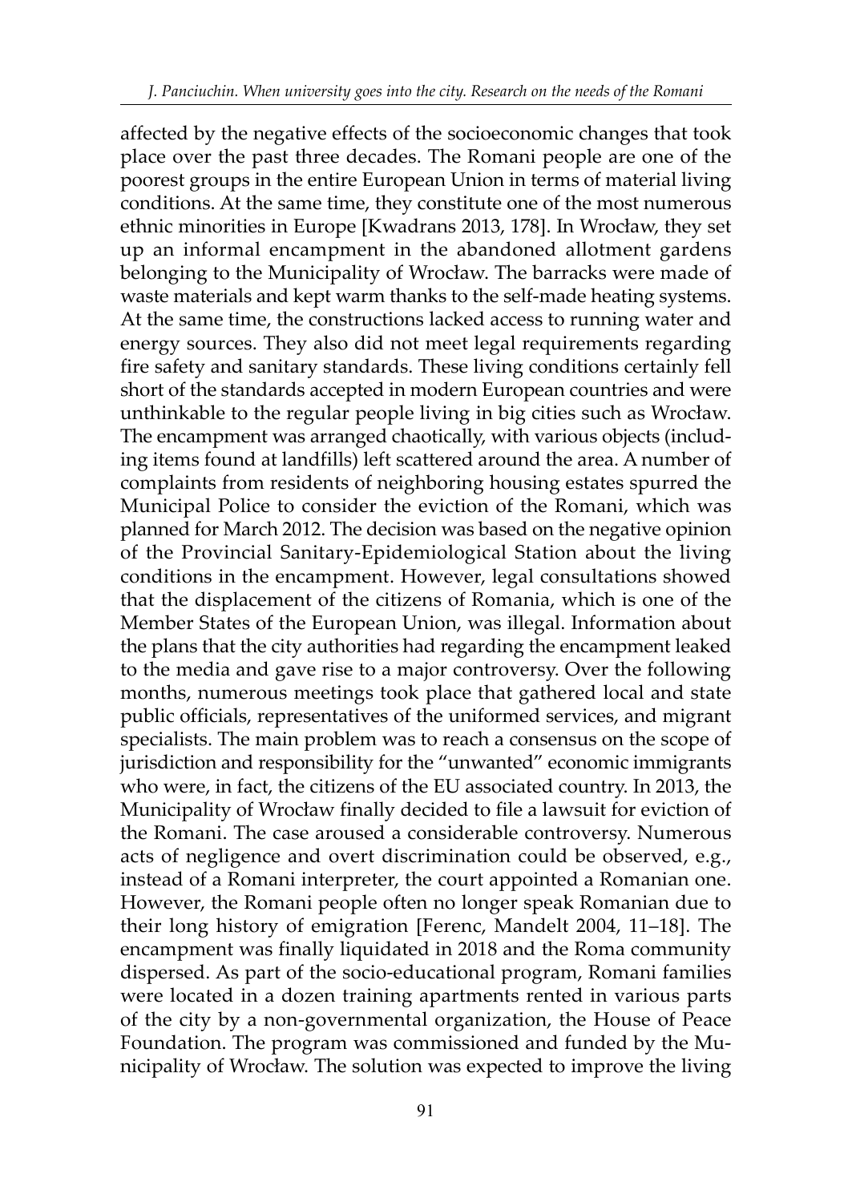affected by the negative effects of the socioeconomic changes that took place over the past three decades. The Romani people are one of the poorest groups in the entire European Union in terms of material living conditions. At the same time, they constitute one of the most numerous ethnic minorities in Europe [Kwadrans 2013, 178]. In Wrocław, they set up an informal encampment in the abandoned allotment gardens belonging to the Municipality of Wrocław. The barracks were made of waste materials and kept warm thanks to the self-made heating systems. At the same time, the constructions lacked access to running water and energy sources. They also did not meet legal requirements regarding fire safety and sanitary standards. These living conditions certainly fell short of the standards accepted in modern European countries and were unthinkable to the regular people living in big cities such as Wrocław. The encampment was arranged chaotically, with various objects (including items found at landfills) left scattered around the area. A number of complaints from residents of neighboring housing estates spurred the Municipal Police to consider the eviction of the Romani, which was planned for March 2012. The decision was based on the negative opinion of the Provincial Sanitary-Epidemiological Station about the living conditions in the encampment. However, legal consultations showed that the displacement of the citizens of Romania, which is one of the Member States of the European Union, was illegal. Information about the plans that the city authorities had regarding the encampment leaked to the media and gave rise to a major controversy. Over the following months, numerous meetings took place that gathered local and state public officials, representatives of the uniformed services, and migrant specialists. The main problem was to reach a consensus on the scope of jurisdiction and responsibility for the "unwanted" economic immigrants who were, in fact, the citizens of the EU associated country. In 2013, the Municipality of Wrocław finally decided to file a lawsuit for eviction of the Romani. The case aroused a considerable controversy. Numerous acts of negligence and overt discrimination could be observed, e.g., instead of a Romani interpreter, the court appointed a Romanian one. However, the Romani people often no longer speak Romanian due to their long history of emigration [Ferenc, Mandelt 2004, 11–18]. The encampment was finally liquidated in 2018 and the Roma community dispersed. As part of the socio-educational program, Romani families were located in a dozen training apartments rented in various parts of the city by a non-governmental organization, the House of Peace Foundation. The program was commissioned and funded by the Municipality of Wrocław. The solution was expected to improve the living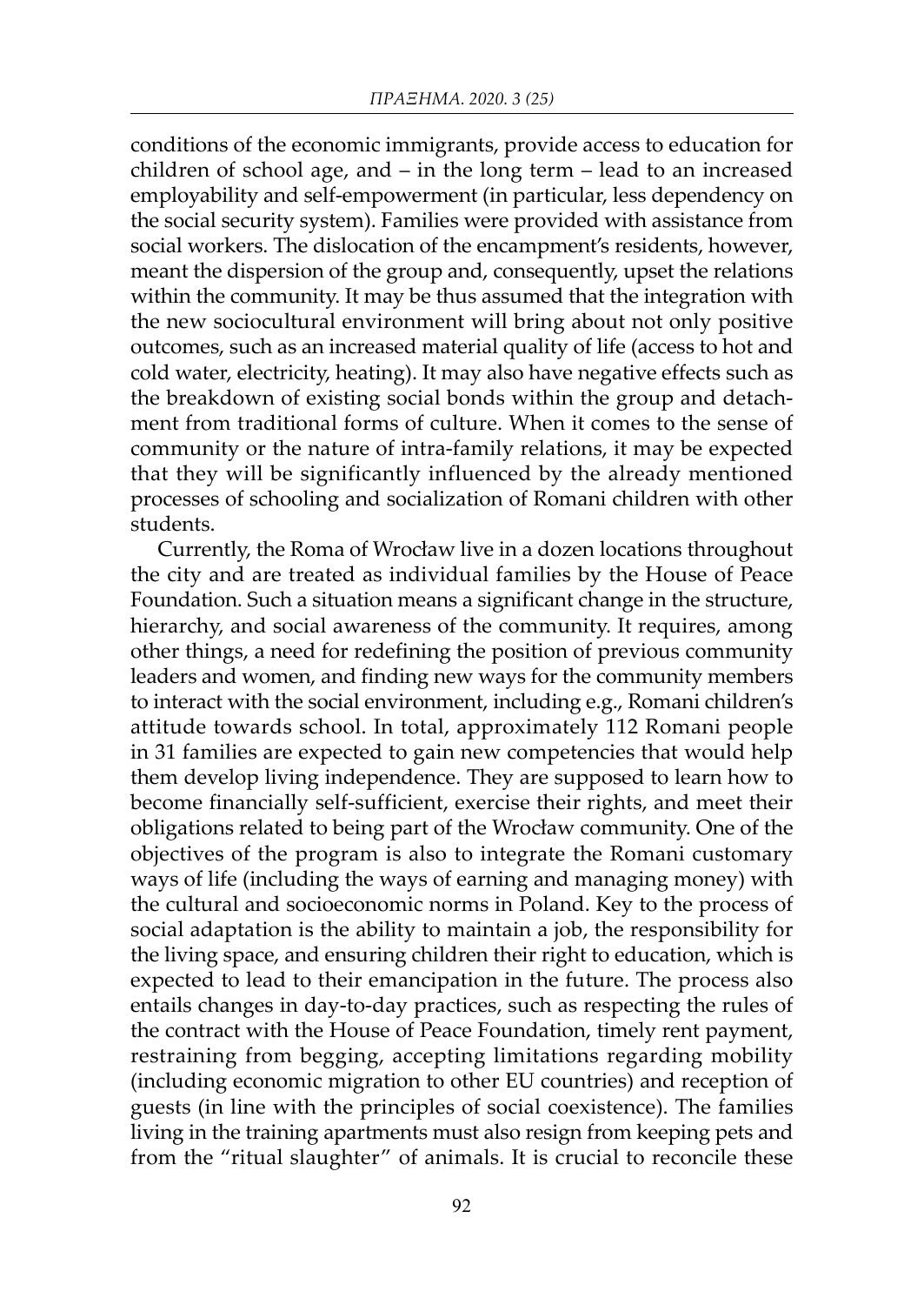conditions of the economic immigrants, provide access to education for children of school age, and – in the long term – lead to an increased employability and self-empowerment (in particular, less dependency on the social security system). Families were provided with assistance from social workers. The dislocation of the encampment's residents, however, meant the dispersion of the group and, consequently, upset the relations within the community. It may be thus assumed that the integration with the new sociocultural environment will bring about not only positive outcomes, such as an increased material quality of life (access to hot and cold water, electricity, heating). It may also have negative effects such as the breakdown of existing social bonds within the group and detachment from traditional forms of culture. When it comes to the sense of community or the nature of intra-family relations, it may be expected that they will be significantly influenced by the already mentioned processes of schooling and socialization of Romani children with other students.

Currently, the Roma of Wrocław live in a dozen locations throughout the city and are treated as individual families by the House of Peace Foundation. Such a situation means a significant change in the structure, hierarchy, and social awareness of the community. It requires, among other things, a need for redefining the position of previous community leaders and women, and finding new ways for the community members to interact with the social environment, including e.g., Romani children's attitude towards school. In total, approximately 112 Romani people in 31 families are expected to gain new competencies that would help them develop living independence. They are supposed to learn how to become financially self-sufficient, exercise their rights, and meet their obligations related to being part of the Wrocław community. One of the objectives of the program is also to integrate the Romani customary ways of life (including the ways of earning and managing money) with the cultural and socioeconomic norms in Poland. Key to the process of social adaptation is the ability to maintain a job, the responsibility for the living space, and ensuring children their right to education, which is expected to lead to their emancipation in the future. The process also entails changes in day-to-day practices, such as respecting the rules of the contract with the House of Peace Foundation, timely rent payment, restraining from begging, accepting limitations regarding mobility (including economic migration to other EU countries) and reception of guests (in line with the principles of social coexistence). The families living in the training apartments must also resign from keeping pets and from the "ritual slaughter" of animals. It is crucial to reconcile these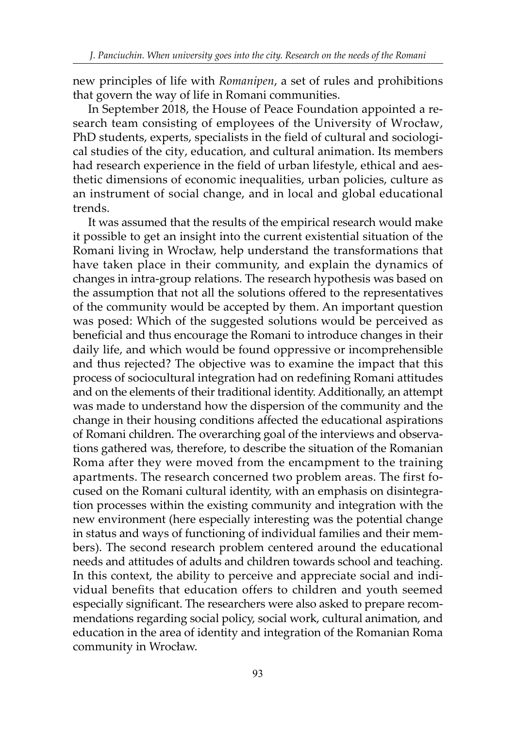new principles of life with *Romanipen*, a set of rules and prohibitions that govern the way of life in Romani communities.

In September 2018, the House of Peace Foundation appointed a research team consisting of employees of the University of Wrocław, PhD students, experts, specialists in the field of cultural and sociological studies of the city, education, and cultural animation. Its members had research experience in the field of urban lifestyle, ethical and aesthetic dimensions of economic inequalities, urban policies, culture as an instrument of social change, and in local and global educational trends.

It was assumed that the results of the empirical research would make it possible to get an insight into the current existential situation of the Romani living in Wrocław, help understand the transformations that have taken place in their community, and explain the dynamics of changes in intra-group relations. The research hypothesis was based on the assumption that not all the solutions offered to the representatives of the community would be accepted by them. An important question was posed: Which of the suggested solutions would be perceived as beneficial and thus encourage the Romani to introduce changes in their daily life, and which would be found oppressive or incomprehensible and thus rejected? The objective was to examine the impact that this process of sociocultural integration had on redefining Romani attitudes and on the elements of their traditional identity. Additionally, an attempt was made to understand how the dispersion of the community and the change in their housing conditions affected the educational aspirations of Romani children. The overarching goal of the interviews and observations gathered was, therefore, to describe the situation of the Romanian Roma after they were moved from the encampment to the training apartments. The research concerned two problem areas. The first focused on the Romani cultural identity, with an emphasis on disintegration processes within the existing community and integration with the new environment (here especially interesting was the potential change in status and ways of functioning of individual families and their members). The second research problem centered around the educational needs and attitudes of adults and children towards school and teaching. In this context, the ability to perceive and appreciate social and individual benefits that education offers to children and youth seemed especially significant. The researchers were also asked to prepare recommendations regarding social policy, social work, cultural animation, and education in the area of identity and integration of the Romanian Roma community in Wrocław.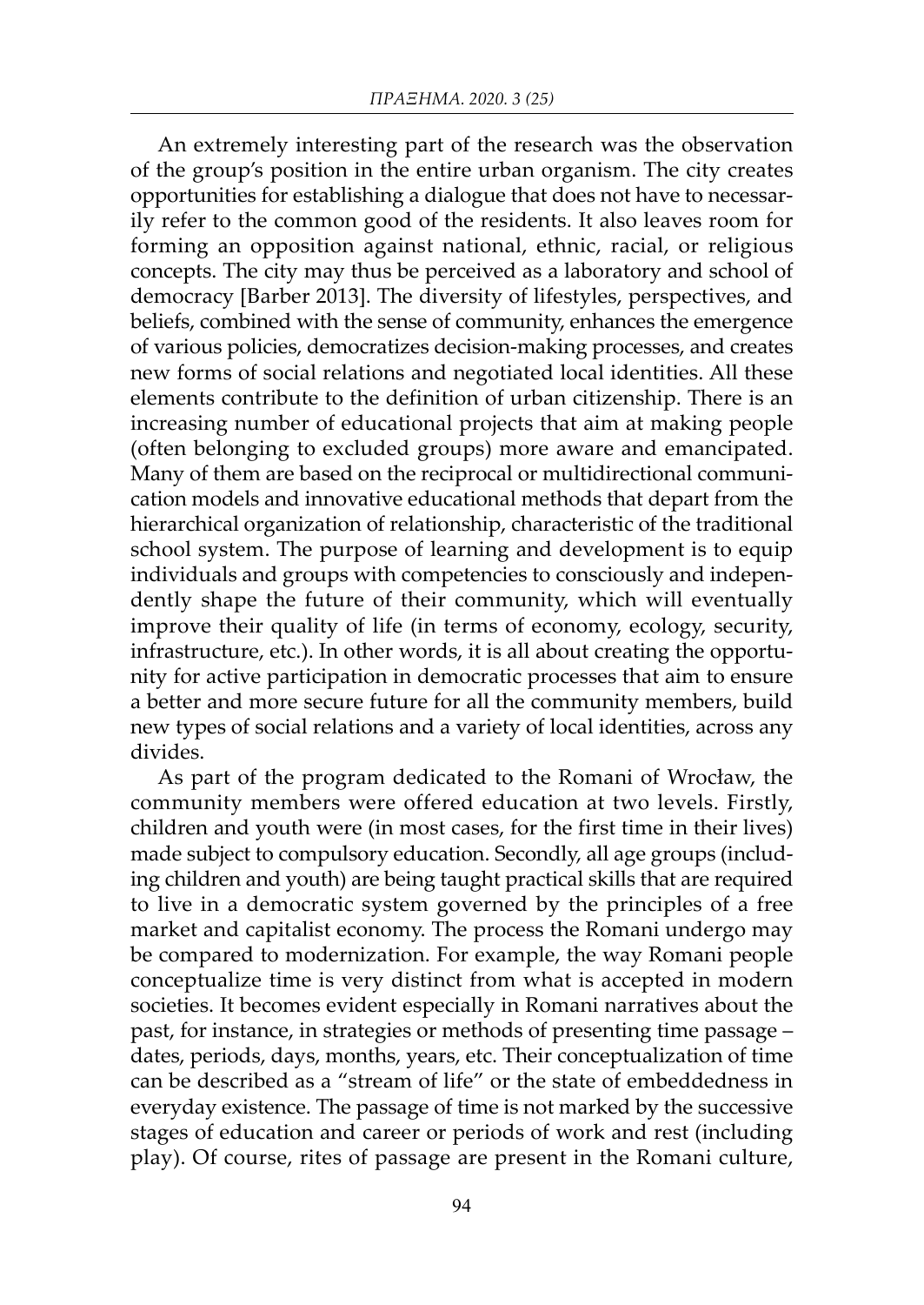An extremely interesting part of the research was the observation of the group's position in the entire urban organism. The city creates opportunities for establishing a dialogue that does not have to necessarily refer to the common good of the residents. It also leaves room for forming an opposition against national, ethnic, racial, or religious concepts. The city may thus be perceived as a laboratory and school of democracy [Barber 2013]. The diversity of lifestyles, perspectives, and beliefs, combined with the sense of community, enhances the emergence of various policies, democratizes decision-making processes, and creates new forms of social relations and negotiated local identities. All these elements contribute to the definition of urban citizenship. There is an increasing number of educational projects that aim at making people (often belonging to excluded groups) more aware and emancipated. Many of them are based on the reciprocal or multidirectional communication models and innovative educational methods that depart from the hierarchical organization of relationship, characteristic of the traditional school system. The purpose of learning and development is to equip individuals and groups with competencies to consciously and independently shape the future of their community, which will eventually improve their quality of life (in terms of economy, ecology, security, infrastructure, etc.). In other words, it is all about creating the opportunity for active participation in democratic processes that aim to ensure a better and more secure future for all the community members, build new types of social relations and a variety of local identities, across any divides.

As part of the program dedicated to the Romani of Wrocław, the community members were offered education at two levels. Firstly, children and youth were (in most cases, for the first time in their lives) made subject to compulsory education. Secondly, all age groups (including children and youth) are being taught practical skills that are required to live in a democratic system governed by the principles of a free market and capitalist economy. The process the Romani undergo may be compared to modernization. For example, the way Romani people conceptualize time is very distinct from what is accepted in modern societies. It becomes evident especially in Romani narratives about the past, for instance, in strategies or methods of presenting time passage – dates, periods, days, months, years, etc. Their conceptualization of time can be described as a "stream of life" or the state of embeddedness in everyday existence. The passage of time is not marked by the successive stages of education and career or periods of work and rest (including play). Of course, rites of passage are present in the Romani culture,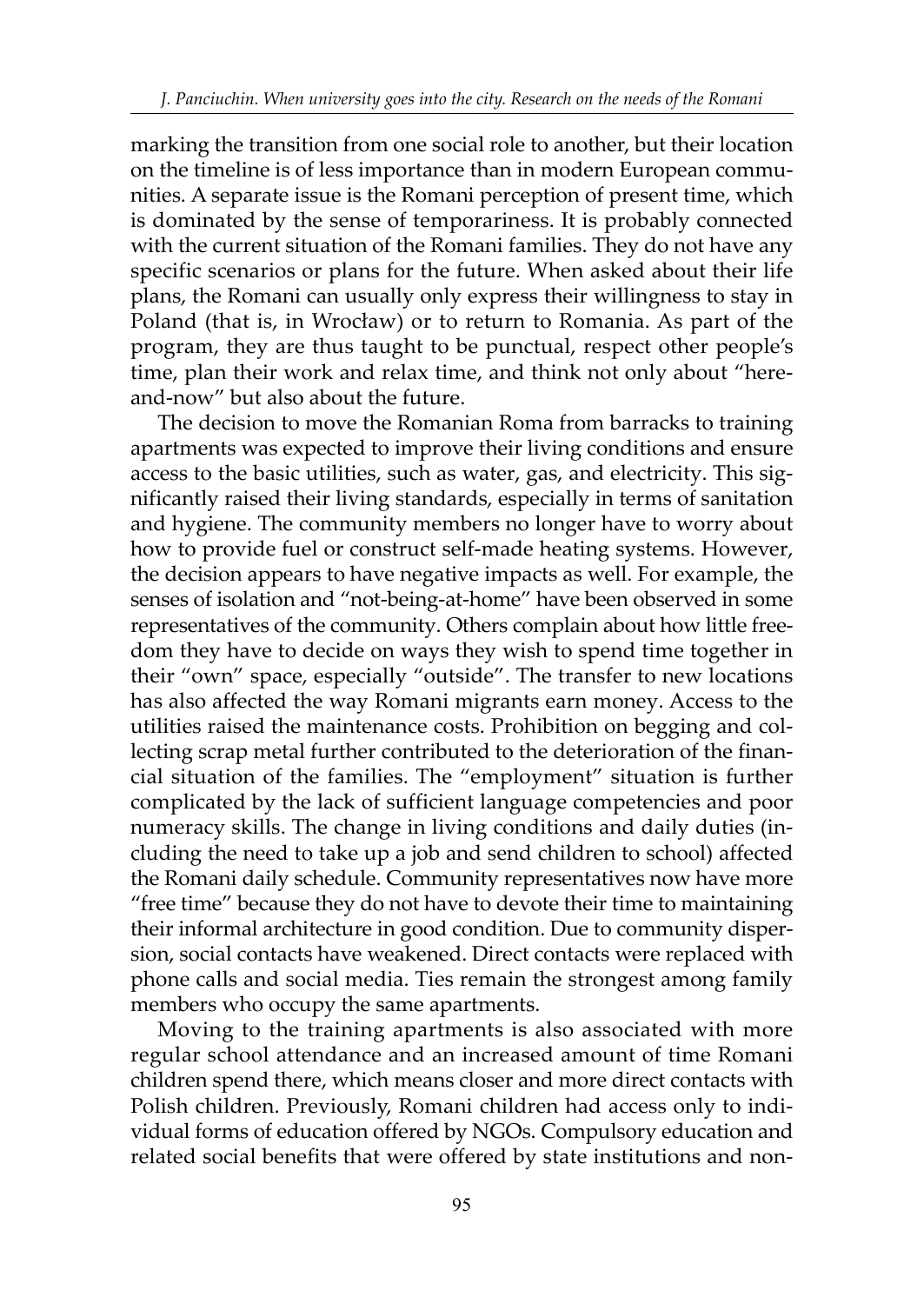marking the transition from one social role to another, but their location on the timeline is of less importance than in modern European communities. A separate issue is the Romani perception of present time, which is dominated by the sense of temporariness. It is probably connected with the current situation of the Romani families. They do not have any specific scenarios or plans for the future. When asked about their life plans, the Romani can usually only express their willingness to stay in Poland (that is, in Wrocław) or to return to Romania. As part of the program, they are thus taught to be punctual, respect other people's time, plan their work and relax time, and think not only about "here-and-now" but also about the future.

The decision to move the Romanian Roma from barracks to training apartments was expected to improve their living conditions and ensure access to the basic utilities, such as water, gas, and electricity. This significantly raised their living standards, especially in terms of sanitation and hygiene. The community members no longer have to worry about how to provide fuel or construct self-made heating systems. However, the decision appears to have negative impacts as well. For example, the senses of isolation and "not-being-at-home" have been observed in some representatives of the community. Others complain about how little freedom they have to decide on ways they wish to spend time together in their "own" space, especially "outside". The transfer to new locations has also affected the way Romani migrants earn money. Access to the utilities raised the maintenance costs. Prohibition on begging and collecting scrap metal further contributed to the deterioration of the financial situation of the families. The "employment" situation is further complicated by the lack of sufficient language competencies and poor numeracy skills. The change in living conditions and daily duties (including the need to take up a job and send children to school) affected the Romani daily schedule. Community representatives now have more "free time" because they do not have to devote their time to maintaining their informal architecture in good condition. Due to community dispersion, social contacts have weakened. Direct contacts were replaced with phone calls and social media. Ties remain the strongest among family members who occupy the same apartments.

Moving to the training apartments is also associated with more regular school attendance and an increased amount of time Romani children spend there, which means closer and more direct contacts with Polish children. Previously, Romani children had access only to individual forms of education offered by NGOs. Compulsory education and related social benefits that were offered by state institutions and non-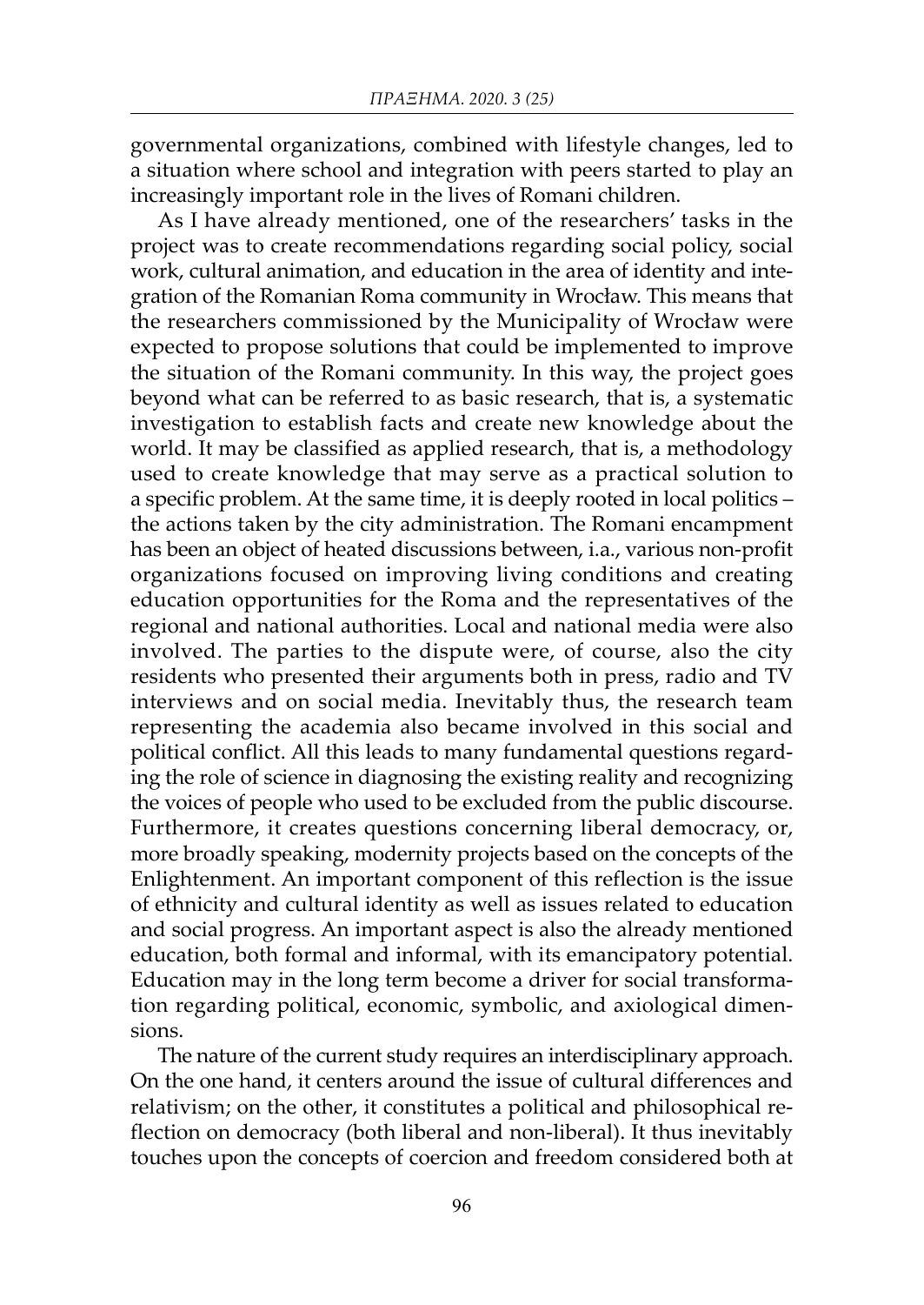governmental organizations, combined with lifestyle changes, led to a situation where school and integration with peers started to play an increasingly important role in the lives of Romani children.

As I have already mentioned, one of the researchers' tasks in the project was to create recommendations regarding social policy, social work, cultural animation, and education in the area of identity and integration of the Romanian Roma community in Wrocław. This means that the researchers commissioned by the Municipality of Wrocław were expected to propose solutions that could be implemented to improve the situation of the Romani community. In this way, the project goes beyond what can be referred to as basic research, that is, a systematic investigation to establish facts and create new knowledge about the world. It may be classified as applied research, that is, a methodology used to create knowledge that may serve as a practical solution to a specific problem. At the same time, it is deeply rooted in local politics – the actions taken by the city administration. The Romani encampment has been an object of heated discussions between, i.a., various non-profit organizations focused on improving living conditions and creating education opportunities for the Roma and the representatives of the regional and national authorities. Local and national media were also involved. The parties to the dispute were, of course, also the city residents who presented their arguments both in press, radio and TV interviews and on social media. Inevitably thus, the research team representing the academia also became involved in this social and political conflict. All this leads to many fundamental questions regarding the role of science in diagnosing the existing reality and recognizing the voices of people who used to be excluded from the public discourse. Furthermore, it creates questions concerning liberal democracy, or, more broadly speaking, modernity projects based on the concepts of the Enlightenment. An important component of this reflection is the issue of ethnicity and cultural identity as well as issues related to education and social progress. An important aspect is also the already mentioned education, both formal and informal, with its emancipatory potential. Education may in the long term become a driver for social transformation regarding political, economic, symbolic, and axiological dimensions.

The nature of the current study requires an interdisciplinary approach. On the one hand, it centers around the issue of cultural differences and relativism; on the other, it constitutes a political and philosophical reflection on democracy (both liberal and non-liberal). It thus inevitably touches upon the concepts of coercion and freedom considered both at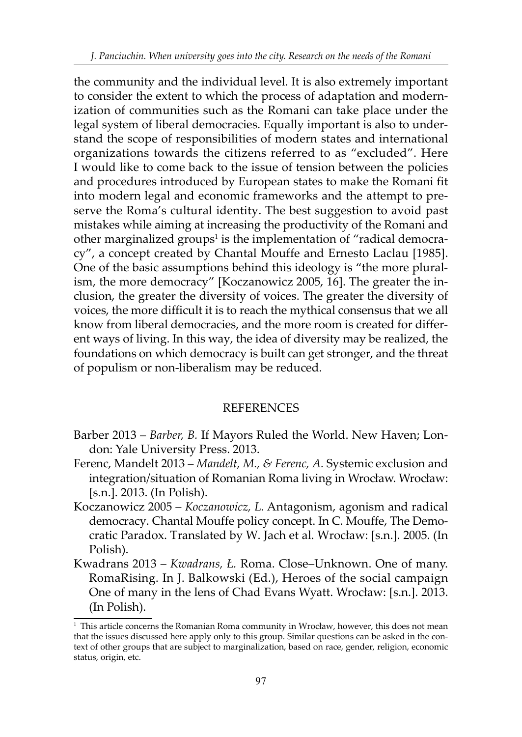the community and the individual level. It is also extremely important to consider the extent to which the process of adaptation and modernization of communities such as the Romani can take place under the legal system of liberal democracies. Equally important is also to understand the scope of responsibilities of modern states and international organizations towards the citizens referred to as "excluded". Here I would like to come back to the issue of tension between the policies and procedures introduced by European states to make the Romani fit into modern legal and economic frameworks and the attempt to preserve the Roma's cultural identity. The best suggestion to avoid past mistakes while aiming at increasing the productivity of the Romani and other marginalized groups[1] is the implementation of "radical democracy", a concept created by Chantal Mouffe and Ernesto Laclau [1985]. One of the basic assumptions behind this ideology is "the more pluralism, the more democracy" [Koczanowicz 2005, 16]. The greater the inclusion, the greater the diversity of voices. The greater the diversity of voices, the more difficult it is to reach the mythical consensus that we all know from liberal democracies, and the more room is created for different ways of living. In this way, the idea of diversity may be realized, the foundations on which democracy is built can get stronger, and the threat of populism or non-liberalism may be reduced.

## REFERENCES

Barber 2013 – *Barber, B.* If Mayors Ruled the World. New Haven; London: Yale University Press. 2013.

Ferenc, Mandelt 2013 – *Mandelt, M., & Ferenc, A.* Systemic exclusion and integration/situation of Romanian Roma living in Wrocław. Wrocław: [s.n.]. 2013. (In Polish).

Koczanowicz 2005 – *Koczanowicz, L.* Antagonism, agonism and radical democracy. Chantal Mouffe policy concept. In C. Mouffe, The Democratic Paradox. Translated by W. Jach et al. Wrocław: [s.n.]. 2005. (In Polish).

Kwadrans 2013 – *Kwadrans, Ł.* Roma. Close–Unknown. One of many. RomaRising. In J. Balkowski (Ed.), Heroes of the social campaign One of many in the lens of Chad Evans Wyatt. Wrocław: [s.n.]. 2013. (In Polish).

[1] This article concerns the Romanian Roma community in Wrocław, however, this does not mean that the issues discussed here apply only to this group. Similar questions can be asked in the context of other groups that are subject to marginalization, based on race, gender, religion, economic status, origin, etc.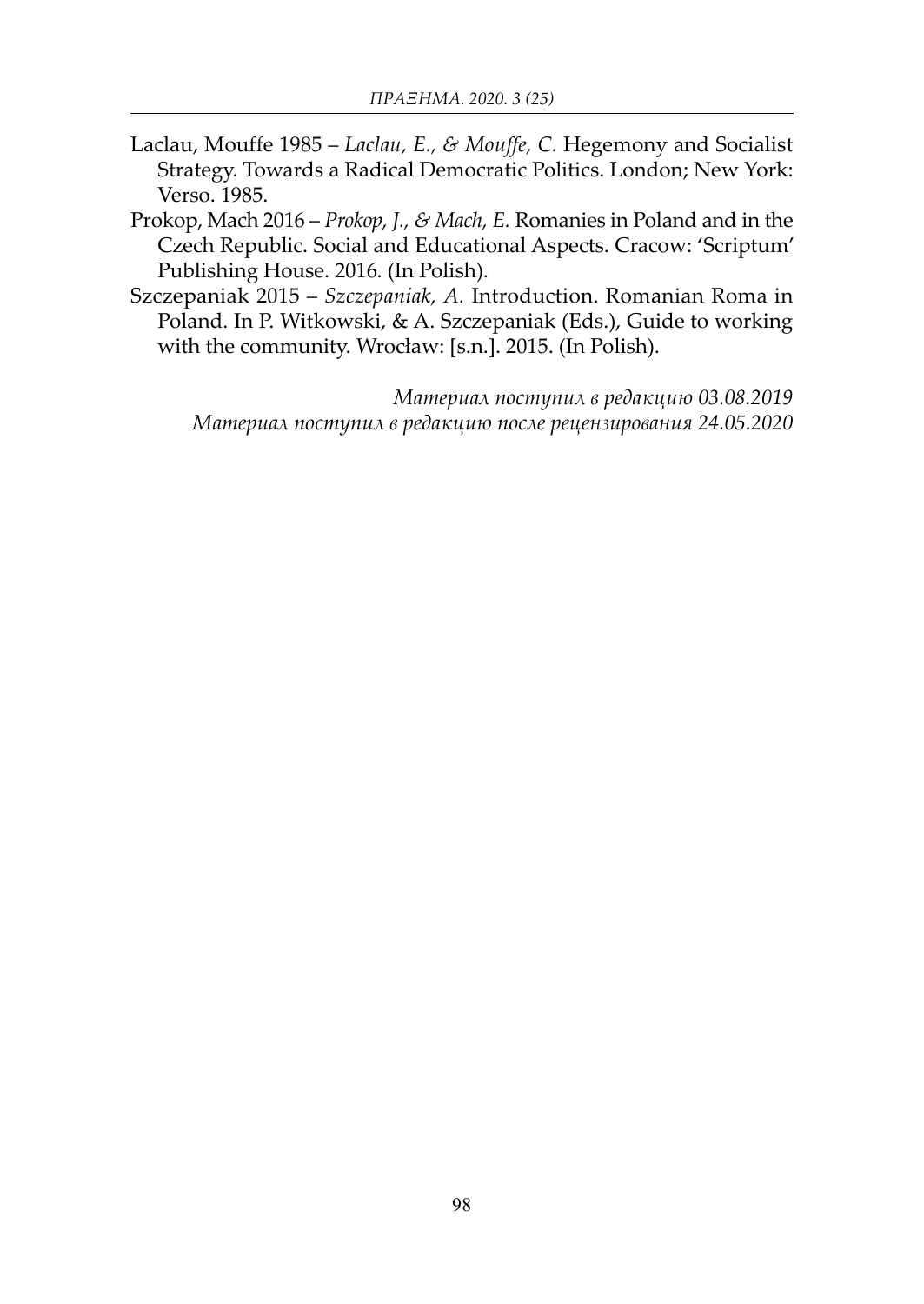Laclau, Mouffe 1985 – *Laclau, E., & Mouffe, C.* Hegemony and Socialist Strategy. Towards a Radical Democratic Politics. London; New York: Verso. 1985.

Prokop, Mach 2016 – *Prokop, J., & Mach, E.* Romanies in Poland and in the Czech Republic. Social and Educational Aspects. Cracow: 'Scriptum' Publishing House. 2016. (In Polish).

Szczepaniak 2015 – *Szczepaniak, A.* Introduction. Romanian Roma in Poland. In P. Witkowski, & A. Szczepaniak (Eds.), Guide to working with the community. Wrocław: [s.n.]. 2015. (In Polish).

*Материал поступил в редакцию 03.08.2019*
*Материал поступил в редакцию после рецензирования 24.05.2020*